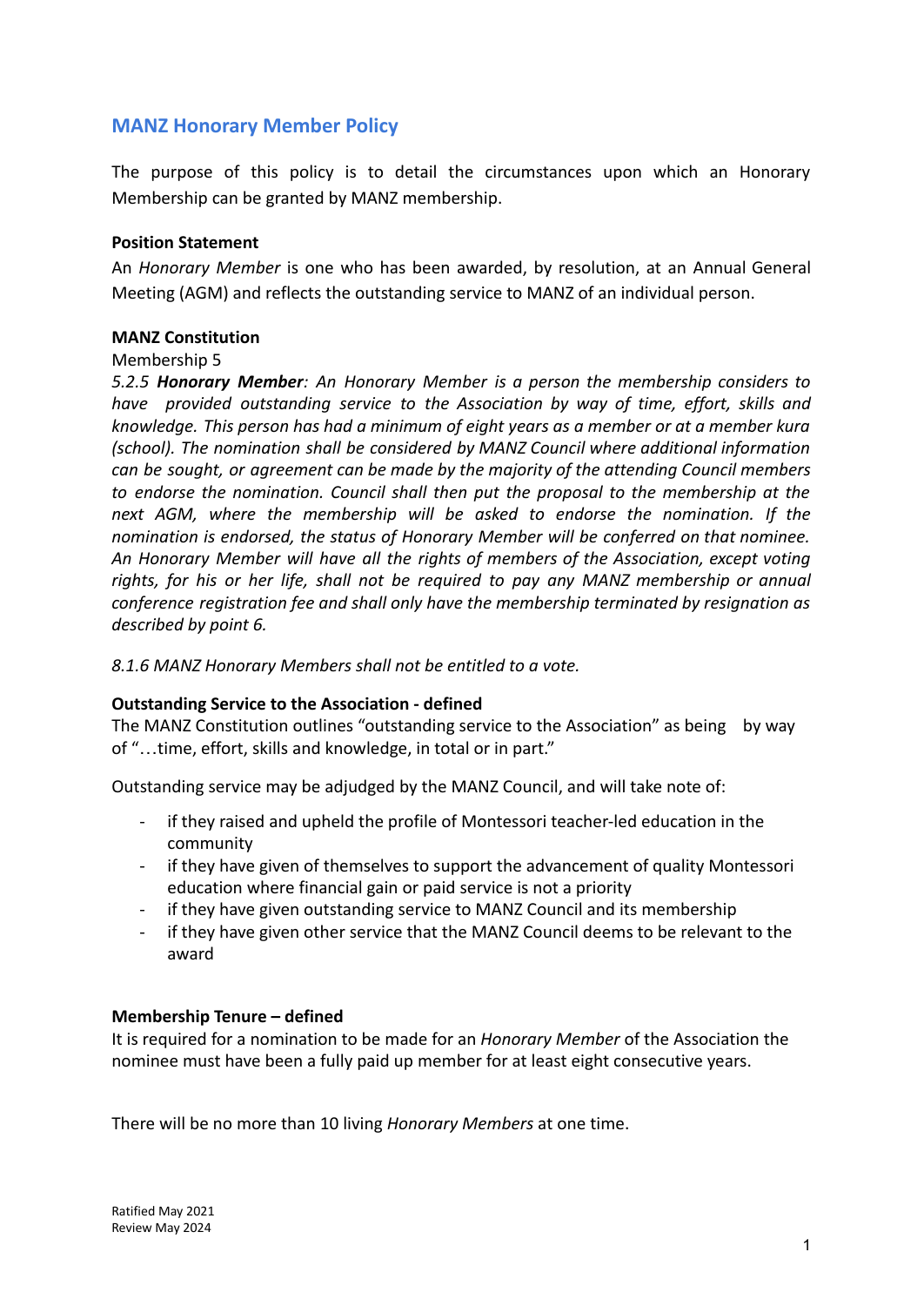## MANZ Honorary Member Policy

The purpose of this policy is to detail the circumstances upon which an Honorary Membership can be granted by MANZ membership.

**Position Statement**

An *Honorary Member* is one who has been awarded, by resolution, at an Annual General Meeting (AGM) and reflects the outstanding service to MANZ of an individual person.

**MANZ Constitution**

Membership 5

*5.2.5* ***Honorary Member****: An Honorary Member is a person the membership considers to have provided outstanding service to the Association by way of time, effort, skills and knowledge. This person has had a minimum of eight years as a member or at a member kura (school). The nomination shall be considered by MANZ Council where additional information can be sought, or agreement can be made by the majority of the attending Council members to endorse the nomination. Council shall then put the proposal to the membership at the next AGM, where the membership will be asked to endorse the nomination. If the nomination is endorsed, the status of Honorary Member will be conferred on that nominee. An Honorary Member will have all the rights of members of the Association, except voting rights, for his or her life, shall not be required to pay any MANZ membership or annual conference registration fee and shall only have the membership terminated by resignation as described by point 6.*

*8.1.6 MANZ Honorary Members shall not be entitled to a vote.*

**Outstanding Service to the Association - defined**

The MANZ Constitution outlines "outstanding service to the Association" as being by way of "…time, effort, skills and knowledge, in total or in part."

Outstanding service may be adjudged by the MANZ Council, and will take note of:

- if they raised and upheld the profile of Montessori teacher-led education in the community
- if they have given of themselves to support the advancement of quality Montessori education where financial gain or paid service is not a priority
- if they have given outstanding service to MANZ Council and its membership
- if they have given other service that the MANZ Council deems to be relevant to the award

**Membership Tenure – defined**

It is required for a nomination to be made for an *Honorary Member* of the Association the nominee must have been a fully paid up member for at least eight consecutive years.

There will be no more than 10 living *Honorary Members* at one time.

Ratified May 2021
Review May 2024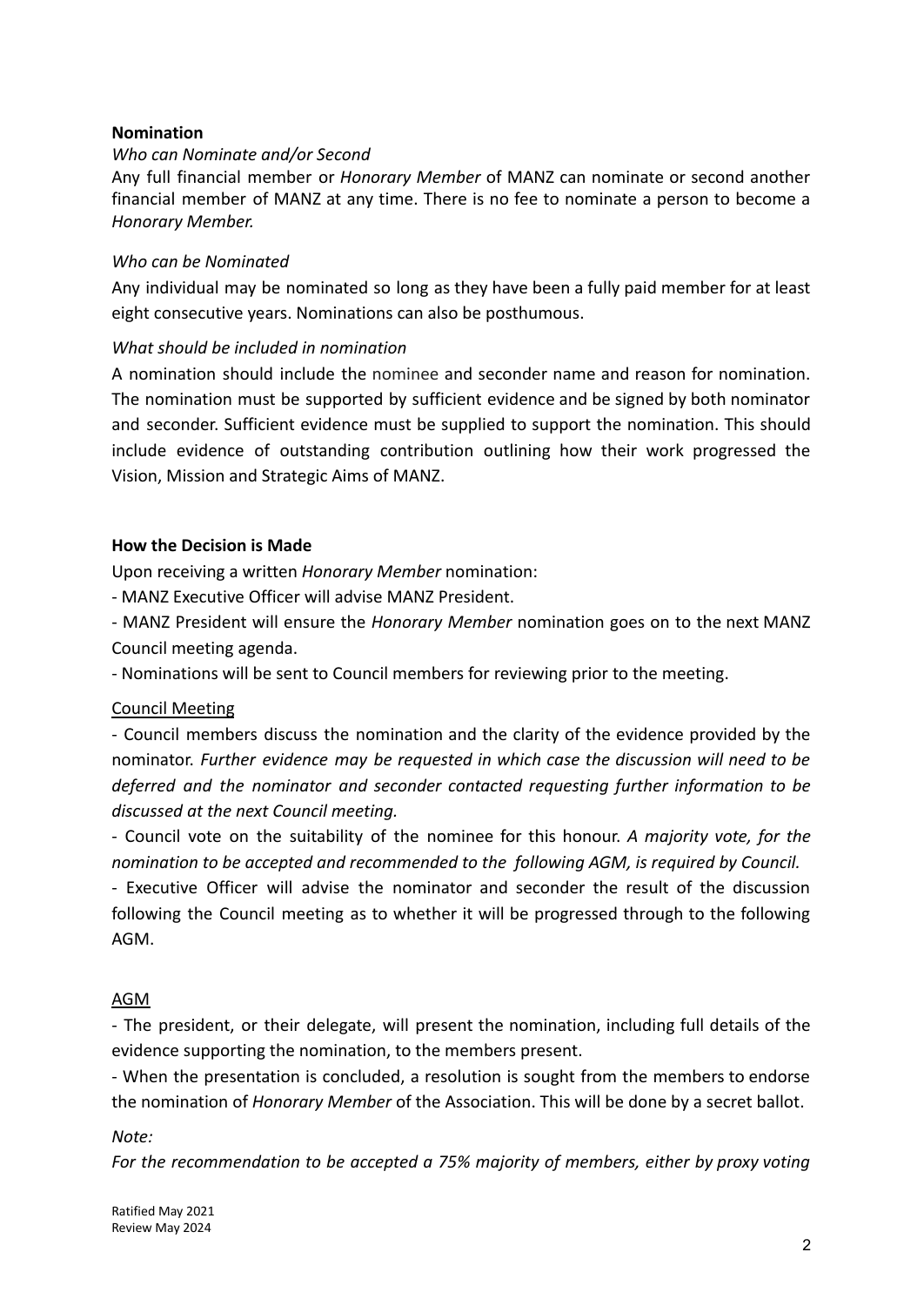**Nomination**

*Who can Nominate and/or Second*

Any full financial member or *Honorary Member* of MANZ can nominate or second another financial member of MANZ at any time. There is no fee to nominate a person to become a *Honorary Member.*

*Who can be Nominated*

Any individual may be nominated so long as they have been a fully paid member for at least eight consecutive years. Nominations can also be posthumous.

*What should be included in nomination*

A nomination should include the nominee and seconder name and reason for nomination. The nomination must be supported by sufficient evidence and be signed by both nominator and seconder. Sufficient evidence must be supplied to support the nomination. This should include evidence of outstanding contribution outlining how their work progressed the Vision, Mission and Strategic Aims of MANZ.

**How the Decision is Made**

Upon receiving a written *Honorary Member* nomination:

- MANZ Executive Officer will advise MANZ President.
- MANZ President will ensure the *Honorary Member* nomination goes on to the next MANZ Council meeting agenda.
- Nominations will be sent to Council members for reviewing prior to the meeting.

<u>Council Meeting</u>

- Council members discuss the nomination and the clarity of the evidence provided by the nominator. *Further evidence may be requested in which case the discussion will need to be deferred and the nominator and seconder contacted requesting further information to be discussed at the next Council meeting.*
- Council vote on the suitability of the nominee for this honour. *A majority vote, for the nomination to be accepted and recommended to the following AGM, is required by Council.*
- Executive Officer will advise the nominator and seconder the result of the discussion following the Council meeting as to whether it will be progressed through to the following AGM.

<u>AGM</u>

- The president, or their delegate, will present the nomination, including full details of the evidence supporting the nomination, to the members present.
- When the presentation is concluded, a resolution is sought from the members to endorse the nomination of *Honorary Member* of the Association. This will be done by a secret ballot.

*Note:*

*For the recommendation to be accepted a 75% majority of members, either by proxy voting*

Ratified May 2021
Review May 2024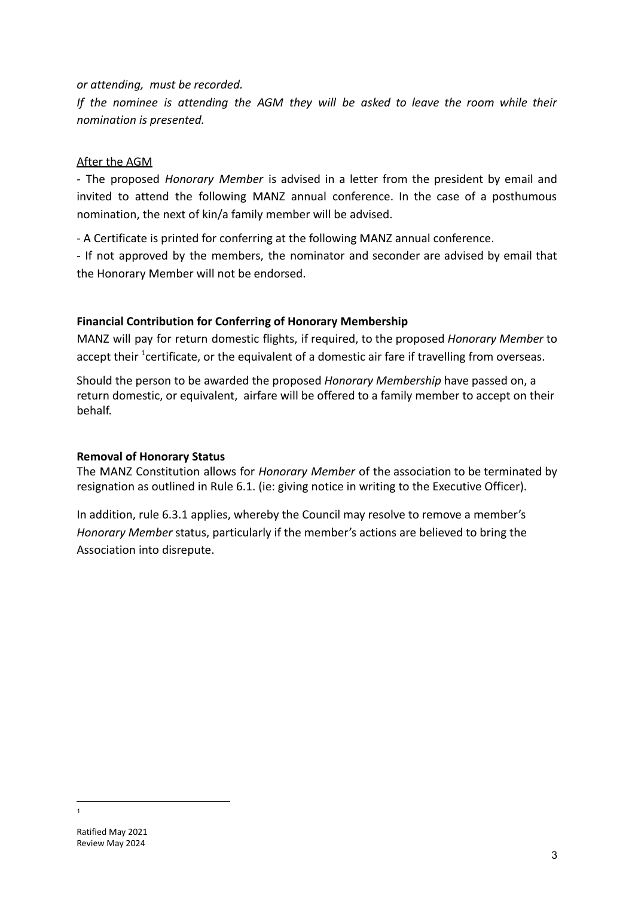*or attending, must be recorded.*

*If the nominee is attending the AGM they will be asked to leave the room while their nomination is presented.*

After the AGM

- The proposed *Honorary Member* is advised in a letter from the president by email and invited to attend the following MANZ annual conference. In the case of a posthumous nomination, the next of kin/a family member will be advised.

- A Certificate is printed for conferring at the following MANZ annual conference.

- If not approved by the members, the nominator and seconder are advised by email that the Honorary Member will not be endorsed.

**Financial Contribution for Conferring of Honorary Membership**

MANZ will pay for return domestic flights, if required, to the proposed *Honorary Member* to accept their [1]certificate, or the equivalent of a domestic air fare if travelling from overseas.

Should the person to be awarded the proposed *Honorary Membership* have passed on, a return domestic, or equivalent, airfare will be offered to a family member to accept on their behalf.

**Removal of Honorary Status**

The MANZ Constitution allows for *Honorary Member* of the association to be terminated by resignation as outlined in Rule 6.1. (ie: giving notice in writing to the Executive Officer).

In addition, rule 6.3.1 applies, whereby the Council may resolve to remove a member's *Honorary Member* status, particularly if the member's actions are believed to bring the Association into disrepute.

[1]

Ratified May 2021
Review May 2024